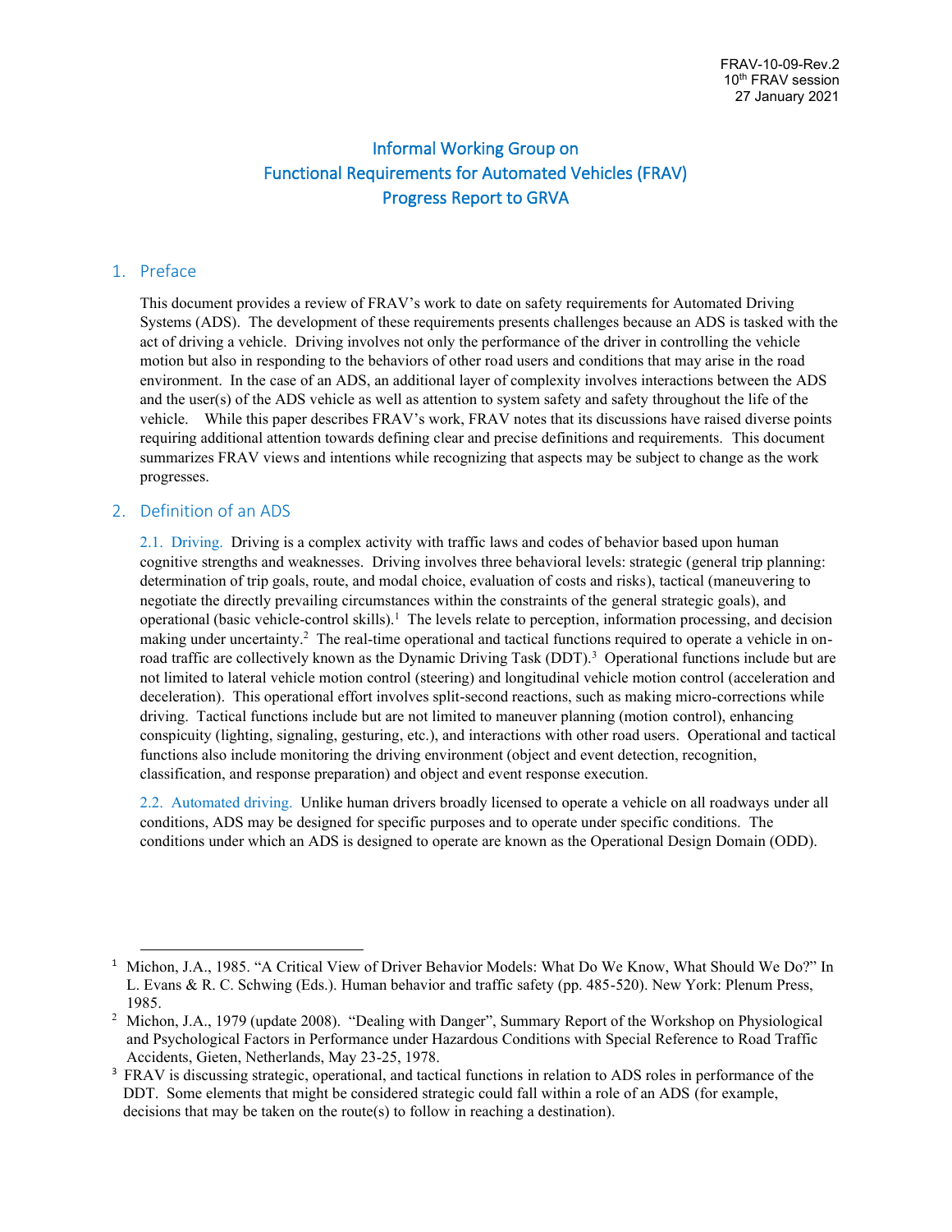FRAV-10-09-Rev.2
10th FRAV session
27 January 2021

# Informal Working Group on Functional Requirements for Automated Vehicles (FRAV) Progress Report to GRVA

## 1. Preface

This document provides a review of FRAV's work to date on safety requirements for Automated Driving Systems (ADS). The development of these requirements presents challenges because an ADS is tasked with the act of driving a vehicle. Driving involves not only the performance of the driver in controlling the vehicle motion but also in responding to the behaviors of other road users and conditions that may arise in the road environment. In the case of an ADS, an additional layer of complexity involves interactions between the ADS and the user(s) of the ADS vehicle as well as attention to system safety and safety throughout the life of the vehicle. While this paper describes FRAV's work, FRAV notes that its discussions have raised diverse points requiring additional attention towards defining clear and precise definitions and requirements. This document summarizes FRAV views and intentions while recognizing that aspects may be subject to change as the work progresses.

## 2. Definition of an ADS

2.1. Driving. Driving is a complex activity with traffic laws and codes of behavior based upon human cognitive strengths and weaknesses. Driving involves three behavioral levels: strategic (general trip planning: determination of trip goals, route, and modal choice, evaluation of costs and risks), tactical (maneuvering to negotiate the directly prevailing circumstances within the constraints of the general strategic goals), and operational (basic vehicle-control skills).[1] The levels relate to perception, information processing, and decision making under uncertainty.[2] The real-time operational and tactical functions required to operate a vehicle in on-road traffic are collectively known as the Dynamic Driving Task (DDT).[3] Operational functions include but are not limited to lateral vehicle motion control (steering) and longitudinal vehicle motion control (acceleration and deceleration). This operational effort involves split-second reactions, such as making micro-corrections while driving. Tactical functions include but are not limited to maneuver planning (motion control), enhancing conspicuity (lighting, signaling, gesturing, etc.), and interactions with other road users. Operational and tactical functions also include monitoring the driving environment (object and event detection, recognition, classification, and response preparation) and object and event response execution.

2.2. Automated driving. Unlike human drivers broadly licensed to operate a vehicle on all roadways under all conditions, ADS may be designed for specific purposes and to operate under specific conditions. The conditions under which an ADS is designed to operate are known as the Operational Design Domain (ODD).

---

[1] Michon, J.A., 1985. "A Critical View of Driver Behavior Models: What Do We Know, What Should We Do?" In L. Evans & R. C. Schwing (Eds.). Human behavior and traffic safety (pp. 485-520). New York: Plenum Press, 1985.

[2] Michon, J.A., 1979 (update 2008). "Dealing with Danger", Summary Report of the Workshop on Physiological and Psychological Factors in Performance under Hazardous Conditions with Special Reference to Road Traffic Accidents, Gieten, Netherlands, May 23-25, 1978.

[3] FRAV is discussing strategic, operational, and tactical functions in relation to ADS roles in performance of the DDT. Some elements that might be considered strategic could fall within a role of an ADS (for example, decisions that may be taken on the route(s) to follow in reaching a destination).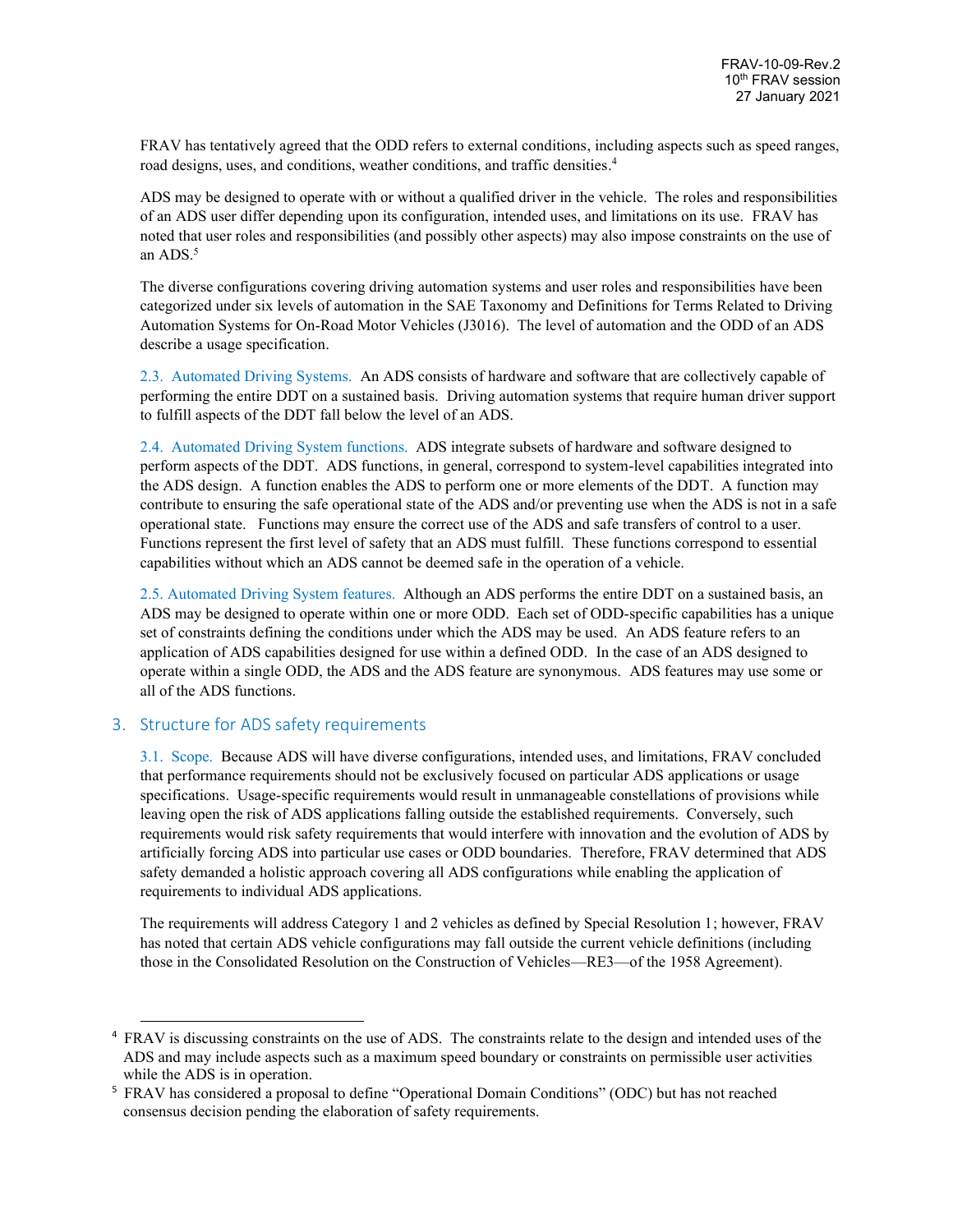FRAV has tentatively agreed that the ODD refers to external conditions, including aspects such as speed ranges, road designs, uses, and conditions, weather conditions, and traffic densities.[4]

ADS may be designed to operate with or without a qualified driver in the vehicle. The roles and responsibilities of an ADS user differ depending upon its configuration, intended uses, and limitations on its use. FRAV has noted that user roles and responsibilities (and possibly other aspects) may also impose constraints on the use of an ADS.[5]

The diverse configurations covering driving automation systems and user roles and responsibilities have been categorized under six levels of automation in the SAE Taxonomy and Definitions for Terms Related to Driving Automation Systems for On-Road Motor Vehicles (J3016). The level of automation and the ODD of an ADS describe a usage specification.

2.3. Automated Driving Systems. An ADS consists of hardware and software that are collectively capable of performing the entire DDT on a sustained basis. Driving automation systems that require human driver support to fulfill aspects of the DDT fall below the level of an ADS.

2.4. Automated Driving System functions. ADS integrate subsets of hardware and software designed to perform aspects of the DDT. ADS functions, in general, correspond to system-level capabilities integrated into the ADS design. A function enables the ADS to perform one or more elements of the DDT. A function may contribute to ensuring the safe operational state of the ADS and/or preventing use when the ADS is not in a safe operational state. Functions may ensure the correct use of the ADS and safe transfers of control to a user. Functions represent the first level of safety that an ADS must fulfill. These functions correspond to essential capabilities without which an ADS cannot be deemed safe in the operation of a vehicle.

2.5. Automated Driving System features. Although an ADS performs the entire DDT on a sustained basis, an ADS may be designed to operate within one or more ODD. Each set of ODD-specific capabilities has a unique set of constraints defining the conditions under which the ADS may be used. An ADS feature refers to an application of ADS capabilities designed for use within a defined ODD. In the case of an ADS designed to operate within a single ODD, the ADS and the ADS feature are synonymous. ADS features may use some or all of the ADS functions.

## 3. Structure for ADS safety requirements

3.1. Scope. Because ADS will have diverse configurations, intended uses, and limitations, FRAV concluded that performance requirements should not be exclusively focused on particular ADS applications or usage specifications. Usage-specific requirements would result in unmanageable constellations of provisions while leaving open the risk of ADS applications falling outside the established requirements. Conversely, such requirements would risk safety requirements that would interfere with innovation and the evolution of ADS by artificially forcing ADS into particular use cases or ODD boundaries. Therefore, FRAV determined that ADS safety demanded a holistic approach covering all ADS configurations while enabling the application of requirements to individual ADS applications.

The requirements will address Category 1 and 2 vehicles as defined by Special Resolution 1; however, FRAV has noted that certain ADS vehicle configurations may fall outside the current vehicle definitions (including those in the Consolidated Resolution on the Construction of Vehicles—RE3—of the 1958 Agreement).

---

[4] FRAV is discussing constraints on the use of ADS. The constraints relate to the design and intended uses of the ADS and may include aspects such as a maximum speed boundary or constraints on permissible user activities while the ADS is in operation.

[5] FRAV has considered a proposal to define "Operational Domain Conditions" (ODC) but has not reached consensus decision pending the elaboration of safety requirements.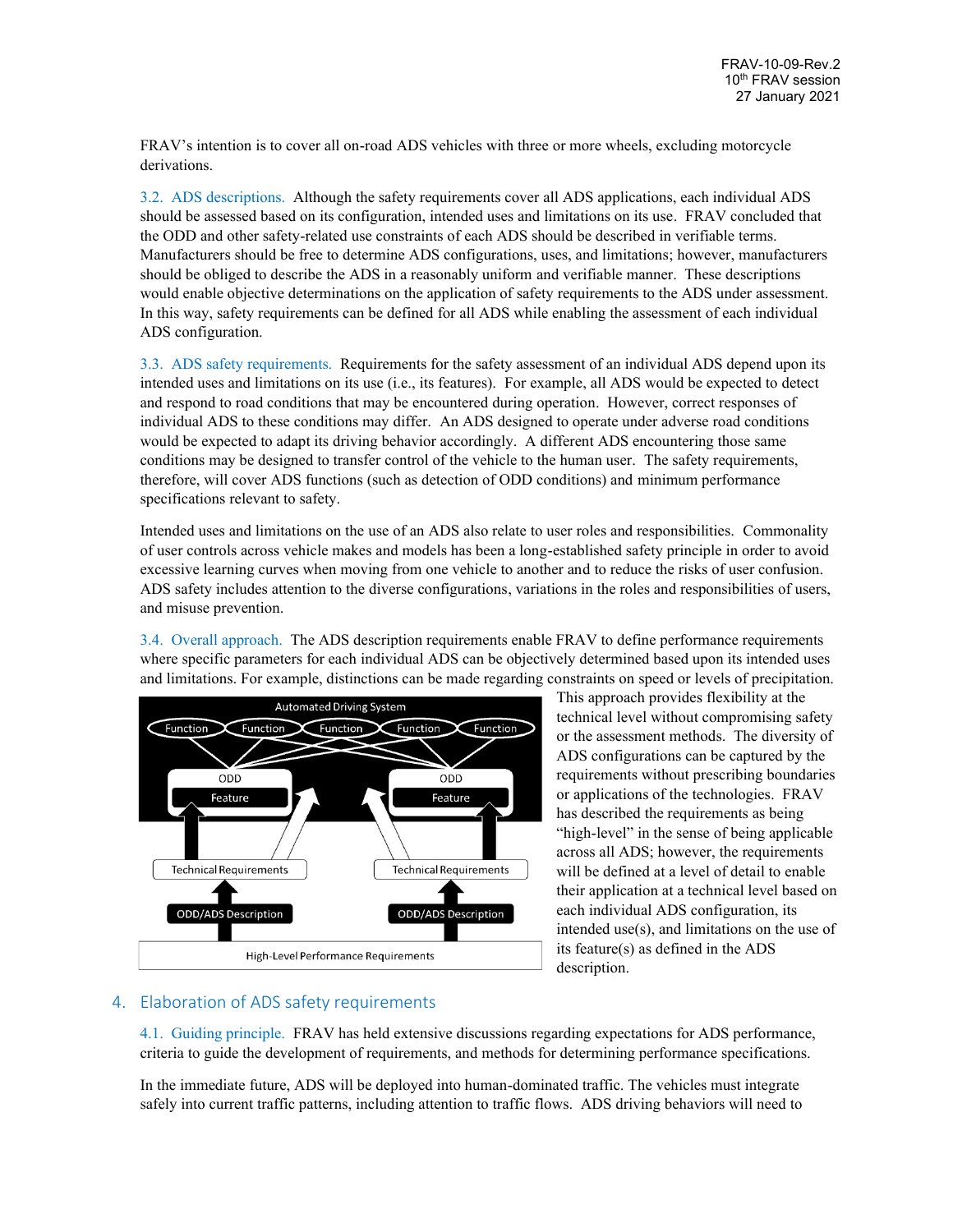FRAV's intention is to cover all on-road ADS vehicles with three or more wheels, excluding motorcycle derivations.

3.2. ADS descriptions. Although the safety requirements cover all ADS applications, each individual ADS should be assessed based on its configuration, intended uses and limitations on its use. FRAV concluded that the ODD and other safety-related use constraints of each ADS should be described in verifiable terms. Manufacturers should be free to determine ADS configurations, uses, and limitations; however, manufacturers should be obliged to describe the ADS in a reasonably uniform and verifiable manner. These descriptions would enable objective determinations on the application of safety requirements to the ADS under assessment. In this way, safety requirements can be defined for all ADS while enabling the assessment of each individual ADS configuration.

3.3. ADS safety requirements. Requirements for the safety assessment of an individual ADS depend upon its intended uses and limitations on its use (i.e., its features). For example, all ADS would be expected to detect and respond to road conditions that may be encountered during operation. However, correct responses of individual ADS to these conditions may differ. An ADS designed to operate under adverse road conditions would be expected to adapt its driving behavior accordingly. A different ADS encountering those same conditions may be designed to transfer control of the vehicle to the human user. The safety requirements, therefore, will cover ADS functions (such as detection of ODD conditions) and minimum performance specifications relevant to safety.

Intended uses and limitations on the use of an ADS also relate to user roles and responsibilities. Commonality of user controls across vehicle makes and models has been a long-established safety principle in order to avoid excessive learning curves when moving from one vehicle to another and to reduce the risks of user confusion. ADS safety includes attention to the diverse configurations, variations in the roles and responsibilities of users, and misuse prevention.

3.4. Overall approach. The ADS description requirements enable FRAV to define performance requirements where specific parameters for each individual ADS can be objectively determined based upon its intended uses and limitations. For example, distinctions can be made regarding constraints on speed or levels of precipitation. This approach provides flexibility at the technical level without compromising safety or the assessment methods. The diversity of ADS configurations can be captured by the requirements without prescribing boundaries or applications of the technologies. FRAV has described the requirements as being "high-level" in the sense of being applicable across all ADS; however, the requirements will be defined at a level of detail to enable their application at a technical level based on each individual ADS configuration, its intended use(s), and limitations on the use of its feature(s) as defined in the ADS description.

## 4. Elaboration of ADS safety requirements

4.1. Guiding principle. FRAV has held extensive discussions regarding expectations for ADS performance, criteria to guide the development of requirements, and methods for determining performance specifications.

In the immediate future, ADS will be deployed into human-dominated traffic. The vehicles must integrate safely into current traffic patterns, including attention to traffic flows. ADS driving behaviors will need to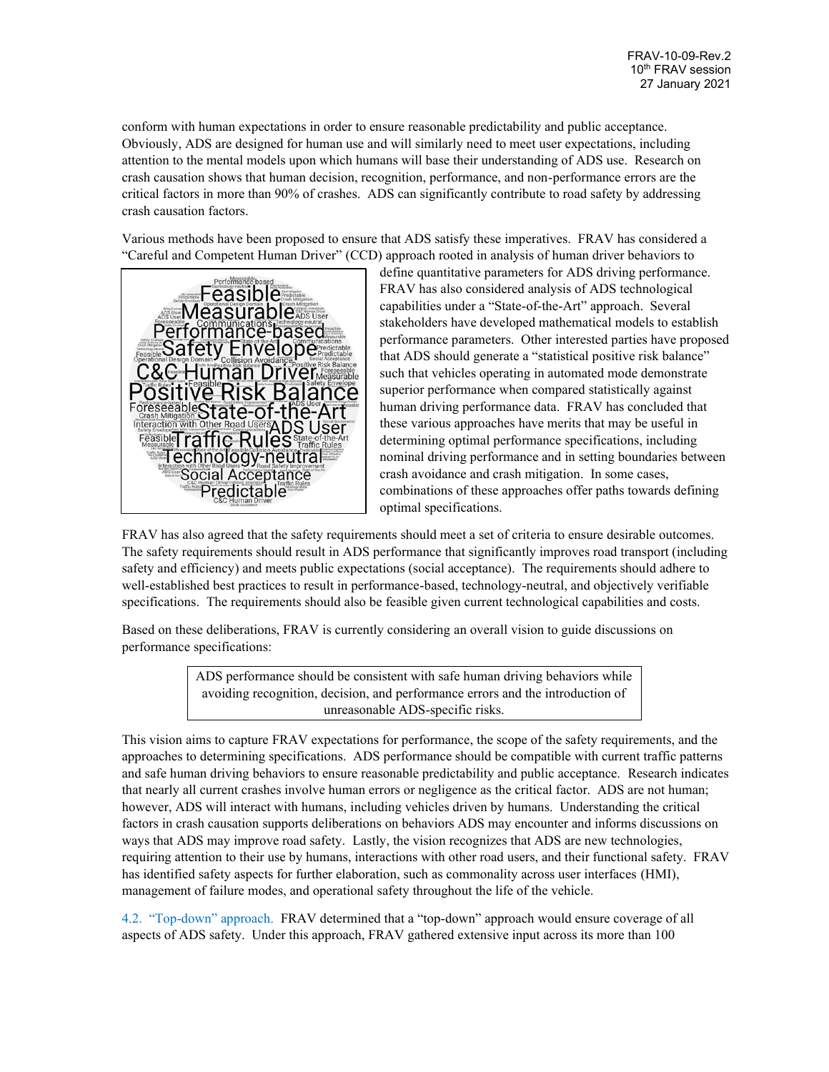conform with human expectations in order to ensure reasonable predictability and public acceptance. Obviously, ADS are designed for human use and will similarly need to meet user expectations, including attention to the mental models upon which humans will base their understanding of ADS use. Research on crash causation shows that human decision, recognition, performance, and non-performance errors are the critical factors in more than 90% of crashes. ADS can significantly contribute to road safety by addressing crash causation factors.

Various methods have been proposed to ensure that ADS satisfy these imperatives. FRAV has considered a "Careful and Competent Human Driver" (CCD) approach rooted in analysis of human driver behaviors to define quantitative parameters for ADS driving performance. FRAV has also considered analysis of ADS technological capabilities under a "State-of-the-Art" approach. Several stakeholders have developed mathematical models to establish performance parameters. Other interested parties have proposed that ADS should generate a "statistical positive risk balance" such that vehicles operating in automated mode demonstrate superior performance when compared statistically against human driving performance data. FRAV has concluded that these various approaches have merits that may be useful in determining optimal performance specifications, including nominal driving performance and in setting boundaries between crash avoidance and crash mitigation. In some cases, combinations of these approaches offer paths towards defining optimal specifications.

FRAV has also agreed that the safety requirements should meet a set of criteria to ensure desirable outcomes. The safety requirements should result in ADS performance that significantly improves road transport (including safety and efficiency) and meets public expectations (social acceptance). The requirements should adhere to well-established best practices to result in performance-based, technology-neutral, and objectively verifiable specifications. The requirements should also be feasible given current technological capabilities and costs.

Based on these deliberations, FRAV is currently considering an overall vision to guide discussions on performance specifications:

> ADS performance should be consistent with safe human driving behaviors while avoiding recognition, decision, and performance errors and the introduction of unreasonable ADS-specific risks.

This vision aims to capture FRAV expectations for performance, the scope of the safety requirements, and the approaches to determining specifications. ADS performance should be compatible with current traffic patterns and safe human driving behaviors to ensure reasonable predictability and public acceptance. Research indicates that nearly all current crashes involve human errors or negligence as the critical factor. ADS are not human; however, ADS will interact with humans, including vehicles driven by humans. Understanding the critical factors in crash causation supports deliberations on behaviors ADS may encounter and informs discussions on ways that ADS may improve road safety. Lastly, the vision recognizes that ADS are new technologies, requiring attention to their use by humans, interactions with other road users, and their functional safety. FRAV has identified safety aspects for further elaboration, such as commonality across user interfaces (HMI), management of failure modes, and operational safety throughout the life of the vehicle.

4.2. "Top-down" approach. FRAV determined that a "top-down" approach would ensure coverage of all aspects of ADS safety. Under this approach, FRAV gathered extensive input across its more than 100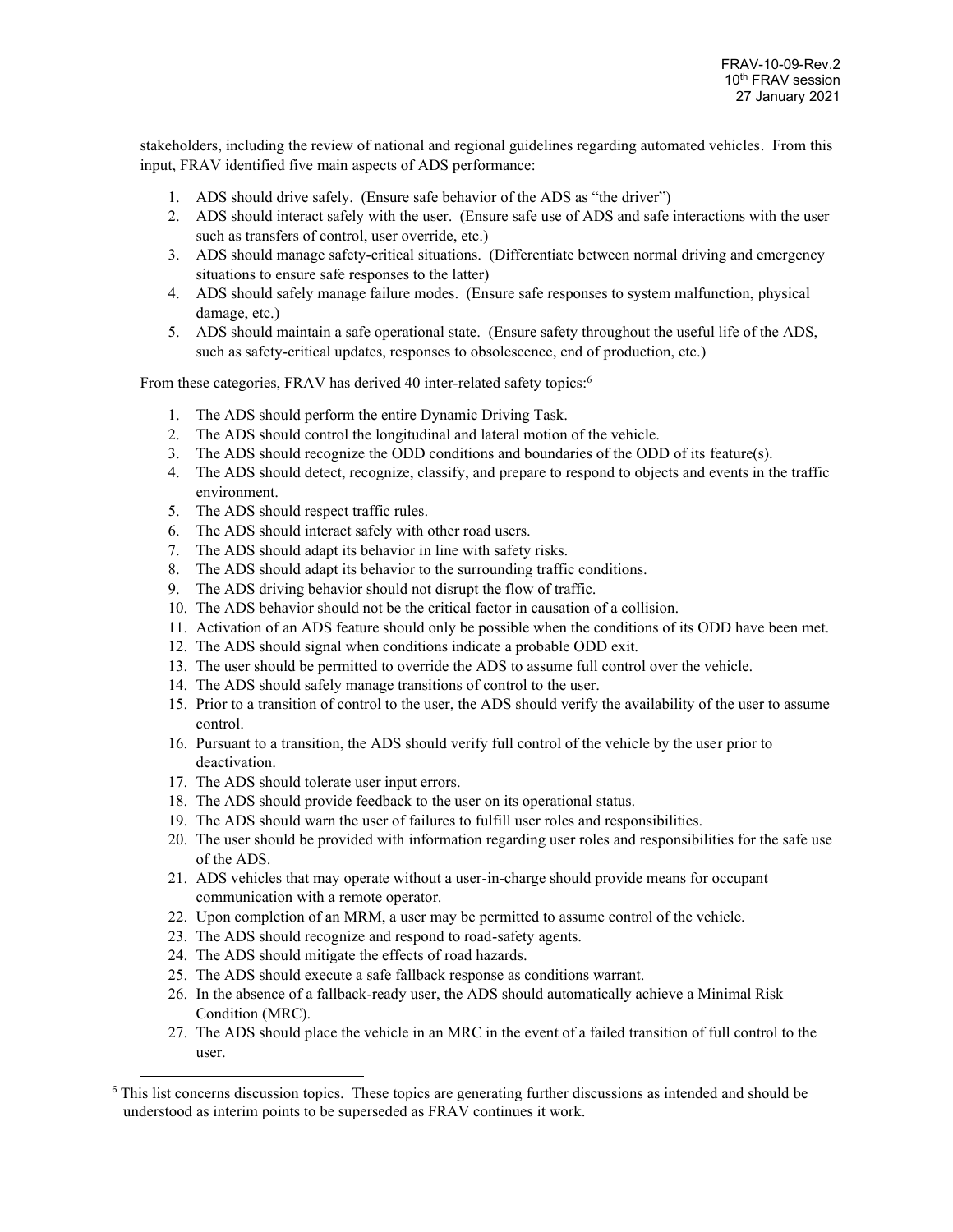stakeholders, including the review of national and regional guidelines regarding automated vehicles. From this input, FRAV identified five main aspects of ADS performance:

1. ADS should drive safely. (Ensure safe behavior of the ADS as "the driver")
2. ADS should interact safely with the user. (Ensure safe use of ADS and safe interactions with the user such as transfers of control, user override, etc.)
3. ADS should manage safety-critical situations. (Differentiate between normal driving and emergency situations to ensure safe responses to the latter)
4. ADS should safely manage failure modes. (Ensure safe responses to system malfunction, physical damage, etc.)
5. ADS should maintain a safe operational state. (Ensure safety throughout the useful life of the ADS, such as safety-critical updates, responses to obsolescence, end of production, etc.)

From these categories, FRAV has derived 40 inter-related safety topics:[6]

1. The ADS should perform the entire Dynamic Driving Task.
2. The ADS should control the longitudinal and lateral motion of the vehicle.
3. The ADS should recognize the ODD conditions and boundaries of the ODD of its feature(s).
4. The ADS should detect, recognize, classify, and prepare to respond to objects and events in the traffic environment.
5. The ADS should respect traffic rules.
6. The ADS should interact safely with other road users.
7. The ADS should adapt its behavior in line with safety risks.
8. The ADS should adapt its behavior to the surrounding traffic conditions.
9. The ADS driving behavior should not disrupt the flow of traffic.
10. The ADS behavior should not be the critical factor in causation of a collision.
11. Activation of an ADS feature should only be possible when the conditions of its ODD have been met.
12. The ADS should signal when conditions indicate a probable ODD exit.
13. The user should be permitted to override the ADS to assume full control over the vehicle.
14. The ADS should safely manage transitions of control to the user.
15. Prior to a transition of control to the user, the ADS should verify the availability of the user to assume control.
16. Pursuant to a transition, the ADS should verify full control of the vehicle by the user prior to deactivation.
17. The ADS should tolerate user input errors.
18. The ADS should provide feedback to the user on its operational status.
19. The ADS should warn the user of failures to fulfill user roles and responsibilities.
20. The user should be provided with information regarding user roles and responsibilities for the safe use of the ADS.
21. ADS vehicles that may operate without a user-in-charge should provide means for occupant communication with a remote operator.
22. Upon completion of an MRM, a user may be permitted to assume control of the vehicle.
23. The ADS should recognize and respond to road-safety agents.
24. The ADS should mitigate the effects of road hazards.
25. The ADS should execute a safe fallback response as conditions warrant.
26. In the absence of a fallback-ready user, the ADS should automatically achieve a Minimal Risk Condition (MRC).
27. The ADS should place the vehicle in an MRC in the event of a failed transition of full control to the user.

[6] This list concerns discussion topics. These topics are generating further discussions as intended and should be understood as interim points to be superseded as FRAV continues it work.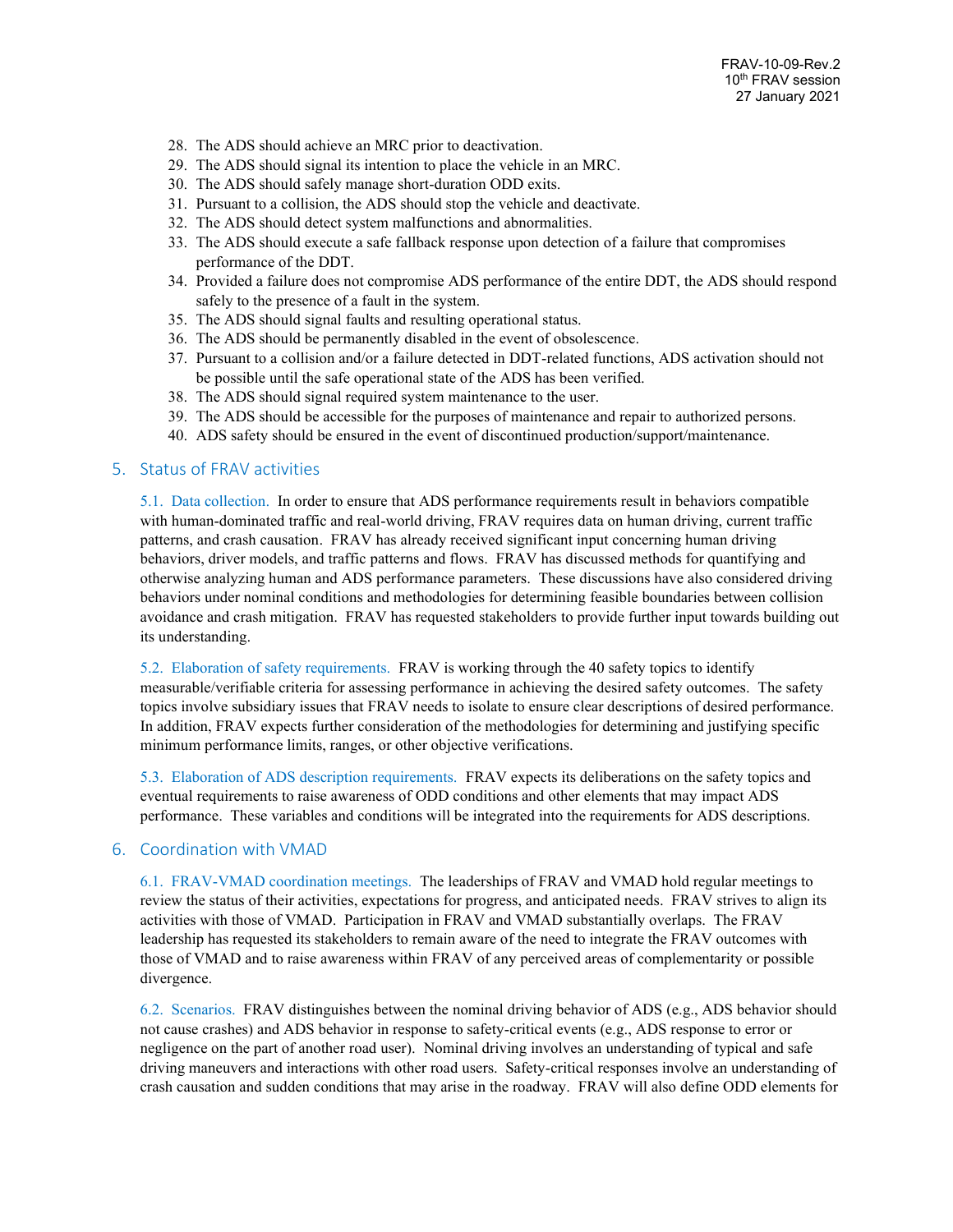28. The ADS should achieve an MRC prior to deactivation.
29. The ADS should signal its intention to place the vehicle in an MRC.
30. The ADS should safely manage short-duration ODD exits.
31. Pursuant to a collision, the ADS should stop the vehicle and deactivate.
32. The ADS should detect system malfunctions and abnormalities.
33. The ADS should execute a safe fallback response upon detection of a failure that compromises performance of the DDT.
34. Provided a failure does not compromise ADS performance of the entire DDT, the ADS should respond safely to the presence of a fault in the system.
35. The ADS should signal faults and resulting operational status.
36. The ADS should be permanently disabled in the event of obsolescence.
37. Pursuant to a collision and/or a failure detected in DDT-related functions, ADS activation should not be possible until the safe operational state of the ADS has been verified.
38. The ADS should signal required system maintenance to the user.
39. The ADS should be accessible for the purposes of maintenance and repair to authorized persons.
40. ADS safety should be ensured in the event of discontinued production/support/maintenance.

## 5. Status of FRAV activities

5.1. Data collection. In order to ensure that ADS performance requirements result in behaviors compatible with human-dominated traffic and real-world driving, FRAV requires data on human driving, current traffic patterns, and crash causation. FRAV has already received significant input concerning human driving behaviors, driver models, and traffic patterns and flows. FRAV has discussed methods for quantifying and otherwise analyzing human and ADS performance parameters. These discussions have also considered driving behaviors under nominal conditions and methodologies for determining feasible boundaries between collision avoidance and crash mitigation. FRAV has requested stakeholders to provide further input towards building out its understanding.

5.2. Elaboration of safety requirements. FRAV is working through the 40 safety topics to identify measurable/verifiable criteria for assessing performance in achieving the desired safety outcomes. The safety topics involve subsidiary issues that FRAV needs to isolate to ensure clear descriptions of desired performance. In addition, FRAV expects further consideration of the methodologies for determining and justifying specific minimum performance limits, ranges, or other objective verifications.

5.3. Elaboration of ADS description requirements. FRAV expects its deliberations on the safety topics and eventual requirements to raise awareness of ODD conditions and other elements that may impact ADS performance. These variables and conditions will be integrated into the requirements for ADS descriptions.

## 6. Coordination with VMAD

6.1. FRAV-VMAD coordination meetings. The leaderships of FRAV and VMAD hold regular meetings to review the status of their activities, expectations for progress, and anticipated needs. FRAV strives to align its activities with those of VMAD. Participation in FRAV and VMAD substantially overlaps. The FRAV leadership has requested its stakeholders to remain aware of the need to integrate the FRAV outcomes with those of VMAD and to raise awareness within FRAV of any perceived areas of complementarity or possible divergence.

6.2. Scenarios. FRAV distinguishes between the nominal driving behavior of ADS (e.g., ADS behavior should not cause crashes) and ADS behavior in response to safety-critical events (e.g., ADS response to error or negligence on the part of another road user). Nominal driving involves an understanding of typical and safe driving maneuvers and interactions with other road users. Safety-critical responses involve an understanding of crash causation and sudden conditions that may arise in the roadway. FRAV will also define ODD elements for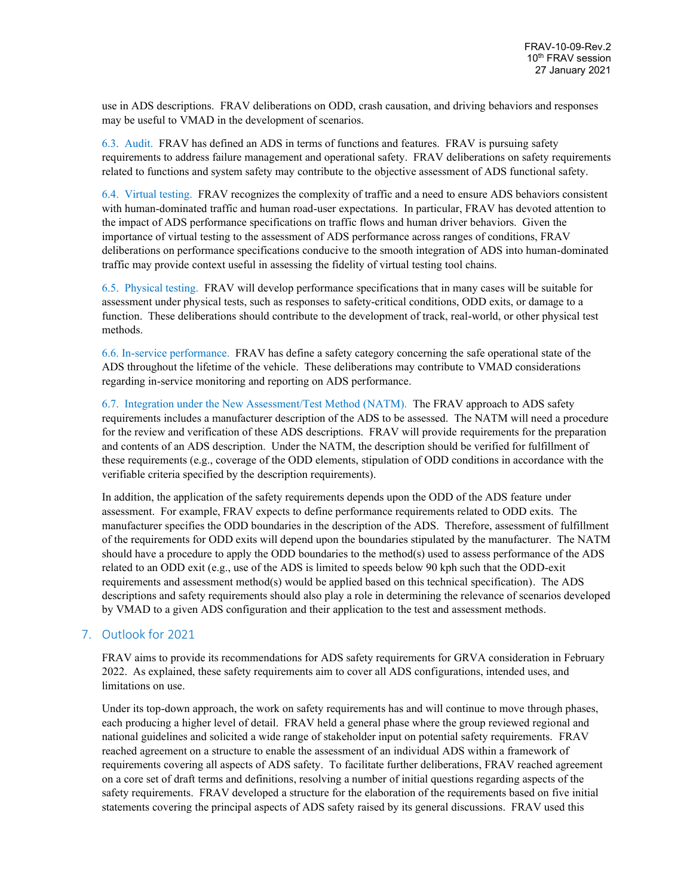use in ADS descriptions. FRAV deliberations on ODD, crash causation, and driving behaviors and responses may be useful to VMAD in the development of scenarios.

6.3. Audit. FRAV has defined an ADS in terms of functions and features. FRAV is pursuing safety requirements to address failure management and operational safety. FRAV deliberations on safety requirements related to functions and system safety may contribute to the objective assessment of ADS functional safety.

6.4. Virtual testing. FRAV recognizes the complexity of traffic and a need to ensure ADS behaviors consistent with human-dominated traffic and human road-user expectations. In particular, FRAV has devoted attention to the impact of ADS performance specifications on traffic flows and human driver behaviors. Given the importance of virtual testing to the assessment of ADS performance across ranges of conditions, FRAV deliberations on performance specifications conducive to the smooth integration of ADS into human-dominated traffic may provide context useful in assessing the fidelity of virtual testing tool chains.

6.5. Physical testing. FRAV will develop performance specifications that in many cases will be suitable for assessment under physical tests, such as responses to safety-critical conditions, ODD exits, or damage to a function. These deliberations should contribute to the development of track, real-world, or other physical test methods.

6.6. In-service performance. FRAV has define a safety category concerning the safe operational state of the ADS throughout the lifetime of the vehicle. These deliberations may contribute to VMAD considerations regarding in-service monitoring and reporting on ADS performance.

6.7. Integration under the New Assessment/Test Method (NATM). The FRAV approach to ADS safety requirements includes a manufacturer description of the ADS to be assessed. The NATM will need a procedure for the review and verification of these ADS descriptions. FRAV will provide requirements for the preparation and contents of an ADS description. Under the NATM, the description should be verified for fulfillment of these requirements (e.g., coverage of the ODD elements, stipulation of ODD conditions in accordance with the verifiable criteria specified by the description requirements).

In addition, the application of the safety requirements depends upon the ODD of the ADS feature under assessment. For example, FRAV expects to define performance requirements related to ODD exits. The manufacturer specifies the ODD boundaries in the description of the ADS. Therefore, assessment of fulfillment of the requirements for ODD exits will depend upon the boundaries stipulated by the manufacturer. The NATM should have a procedure to apply the ODD boundaries to the method(s) used to assess performance of the ADS related to an ODD exit (e.g., use of the ADS is limited to speeds below 90 kph such that the ODD-exit requirements and assessment method(s) would be applied based on this technical specification). The ADS descriptions and safety requirements should also play a role in determining the relevance of scenarios developed by VMAD to a given ADS configuration and their application to the test and assessment methods.

## 7. Outlook for 2021

FRAV aims to provide its recommendations for ADS safety requirements for GRVA consideration in February 2022. As explained, these safety requirements aim to cover all ADS configurations, intended uses, and limitations on use.

Under its top-down approach, the work on safety requirements has and will continue to move through phases, each producing a higher level of detail. FRAV held a general phase where the group reviewed regional and national guidelines and solicited a wide range of stakeholder input on potential safety requirements. FRAV reached agreement on a structure to enable the assessment of an individual ADS within a framework of requirements covering all aspects of ADS safety. To facilitate further deliberations, FRAV reached agreement on a core set of draft terms and definitions, resolving a number of initial questions regarding aspects of the safety requirements. FRAV developed a structure for the elaboration of the requirements based on five initial statements covering the principal aspects of ADS safety raised by its general discussions. FRAV used this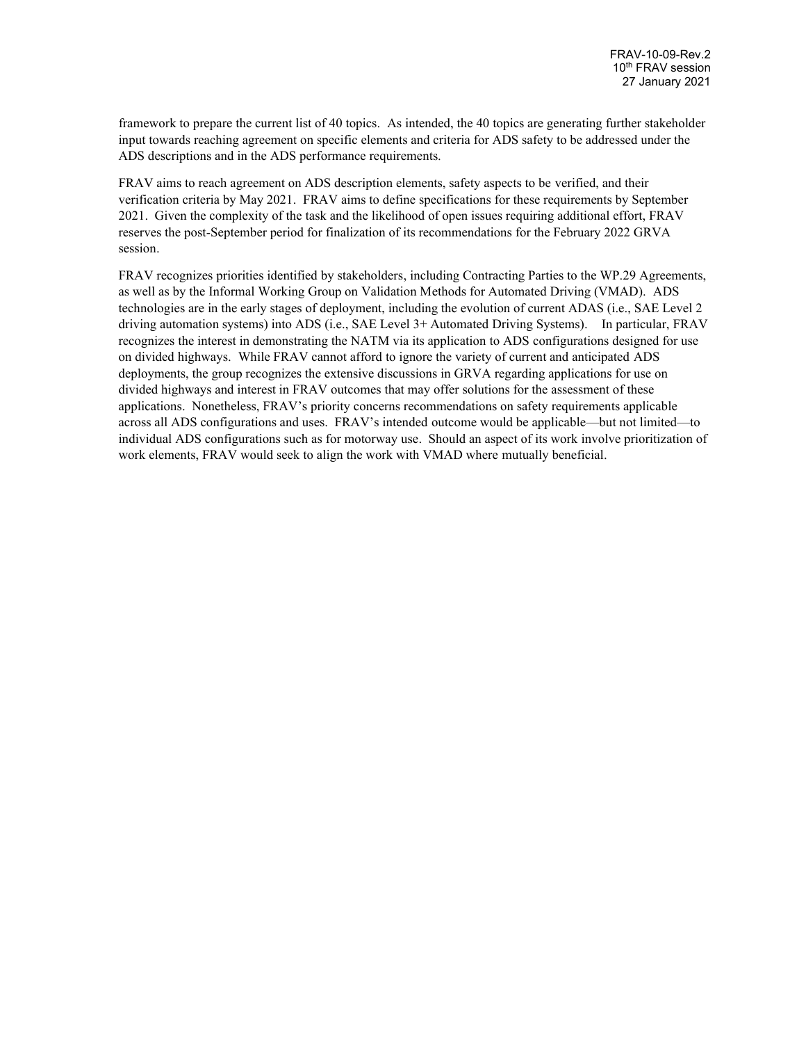framework to prepare the current list of 40 topics. As intended, the 40 topics are generating further stakeholder input towards reaching agreement on specific elements and criteria for ADS safety to be addressed under the ADS descriptions and in the ADS performance requirements.

FRAV aims to reach agreement on ADS description elements, safety aspects to be verified, and their verification criteria by May 2021. FRAV aims to define specifications for these requirements by September 2021. Given the complexity of the task and the likelihood of open issues requiring additional effort, FRAV reserves the post-September period for finalization of its recommendations for the February 2022 GRVA session.

FRAV recognizes priorities identified by stakeholders, including Contracting Parties to the WP.29 Agreements, as well as by the Informal Working Group on Validation Methods for Automated Driving (VMAD). ADS technologies are in the early stages of deployment, including the evolution of current ADAS (i.e., SAE Level 2 driving automation systems) into ADS (i.e., SAE Level 3+ Automated Driving Systems). In particular, FRAV recognizes the interest in demonstrating the NATM via its application to ADS configurations designed for use on divided highways. While FRAV cannot afford to ignore the variety of current and anticipated ADS deployments, the group recognizes the extensive discussions in GRVA regarding applications for use on divided highways and interest in FRAV outcomes that may offer solutions for the assessment of these applications. Nonetheless, FRAV's priority concerns recommendations on safety requirements applicable across all ADS configurations and uses. FRAV's intended outcome would be applicable—but not limited—to individual ADS configurations such as for motorway use. Should an aspect of its work involve prioritization of work elements, FRAV would seek to align the work with VMAD where mutually beneficial.